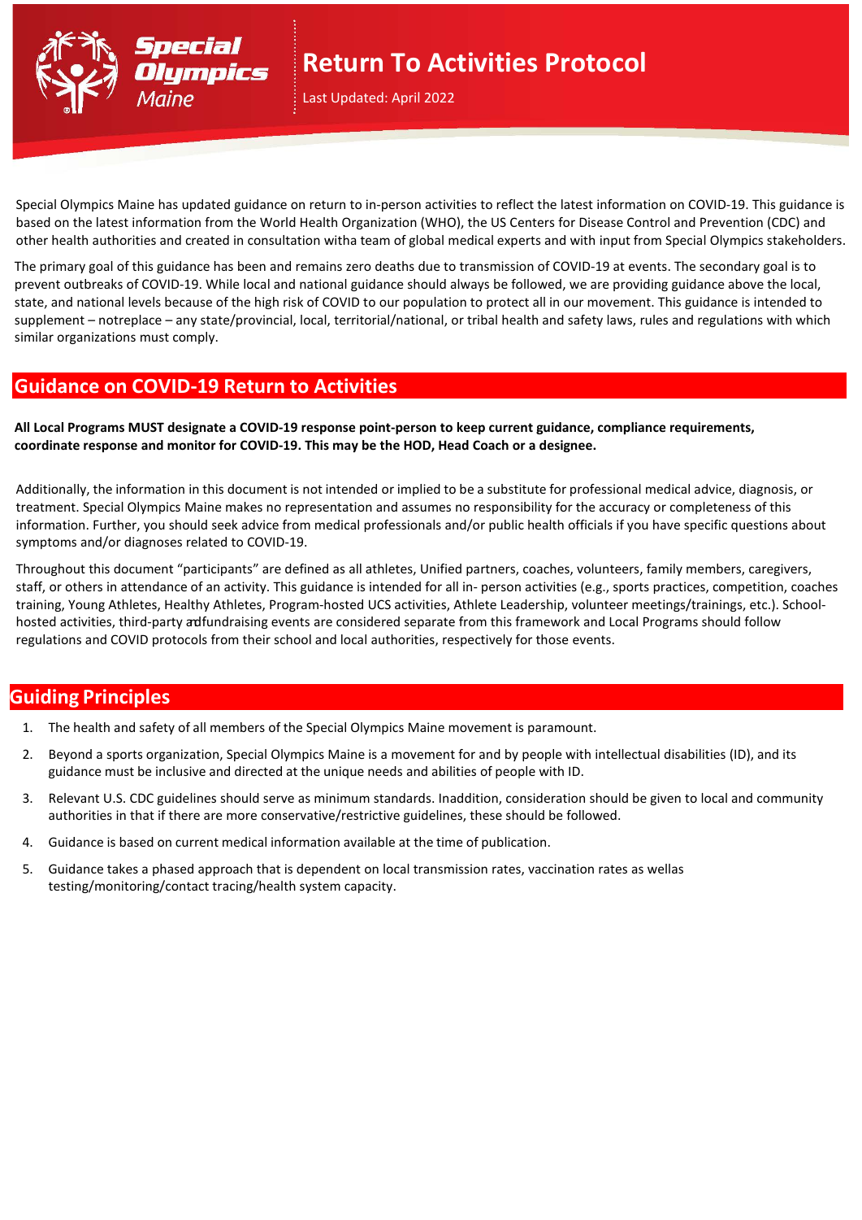# Return To Activities Protocol

Last Updated: April 2022

Special Olympics Maine has updated guidance on return to in-person activities to reflect the latest information on COVID-19. This guidance is based on the latest information from the World Health Organization (WHO), the US Centers for Disease Control and Prevention (CDC) and other health authorities and created in consultation witha team of global medical experts and with input from Special Olympics stakeholders.

The primary goal of this guidance has been and remains zero deaths due to transmission of COVID-19 at events. The secondary goal is to prevent outbreaks of COVID-19. While local and national guidance should always be followed, we are providing guidance above the local, state, and national levels because of the high risk of COVID to our population to protect all in our movement. This guidance is intended to supplement – notreplace – any state/provincial, local, territorial/national, or tribal health and safety laws, rules and regulations with which similar organizations must comply.

## Guidance on COVID-19 Return to Activities

**All Local Programs MUST designate a COVID-19 response point-person to keep current guidance, compliance requirements, coordinate response and monitor for COVID-19. This may be the HOD, Head Coach or a designee.**

Additionally, the information in this document is not intended or implied to be a substitute for professional medical advice, diagnosis, or treatment. Special Olympics Maine makes no representation and assumes no responsibility for the accuracy or completeness of this information. Further, you should seek advice from medical professionals and/or public health officials if you have specific questions about symptoms and/or diagnoses related to COVID-19.

Throughout this document "participants" are defined as all athletes, Unified partners, coaches, volunteers, family members, caregivers, staff, or others in attendance of an activity. This guidance is intended for all in- person activities (e.g., sports practices, competition, coaches training, Young Athletes, Healthy Athletes, Program-hosted UCS activities, Athlete Leadership, volunteer meetings/trainings, etc.). School-hosted activities, third-party adfundraising events are considered separate from this framework and Local Programs should follow regulations and COVID protocols from their school and local authorities, respectively for those events.

## Guiding Principles

1. The health and safety of all members of the Special Olympics Maine movement is paramount.
2. Beyond a sports organization, Special Olympics Maine is a movement for and by people with intellectual disabilities (ID), and its guidance must be inclusive and directed at the unique needs and abilities of people with ID.
3. Relevant U.S. CDC guidelines should serve as minimum standards. Inaddition, consideration should be given to local and community authorities in that if there are more conservative/restrictive guidelines, these should be followed.
4. Guidance is based on current medical information available at the time of publication.
5. Guidance takes a phased approach that is dependent on local transmission rates, vaccination rates as wellas testing/monitoring/contact tracing/health system capacity.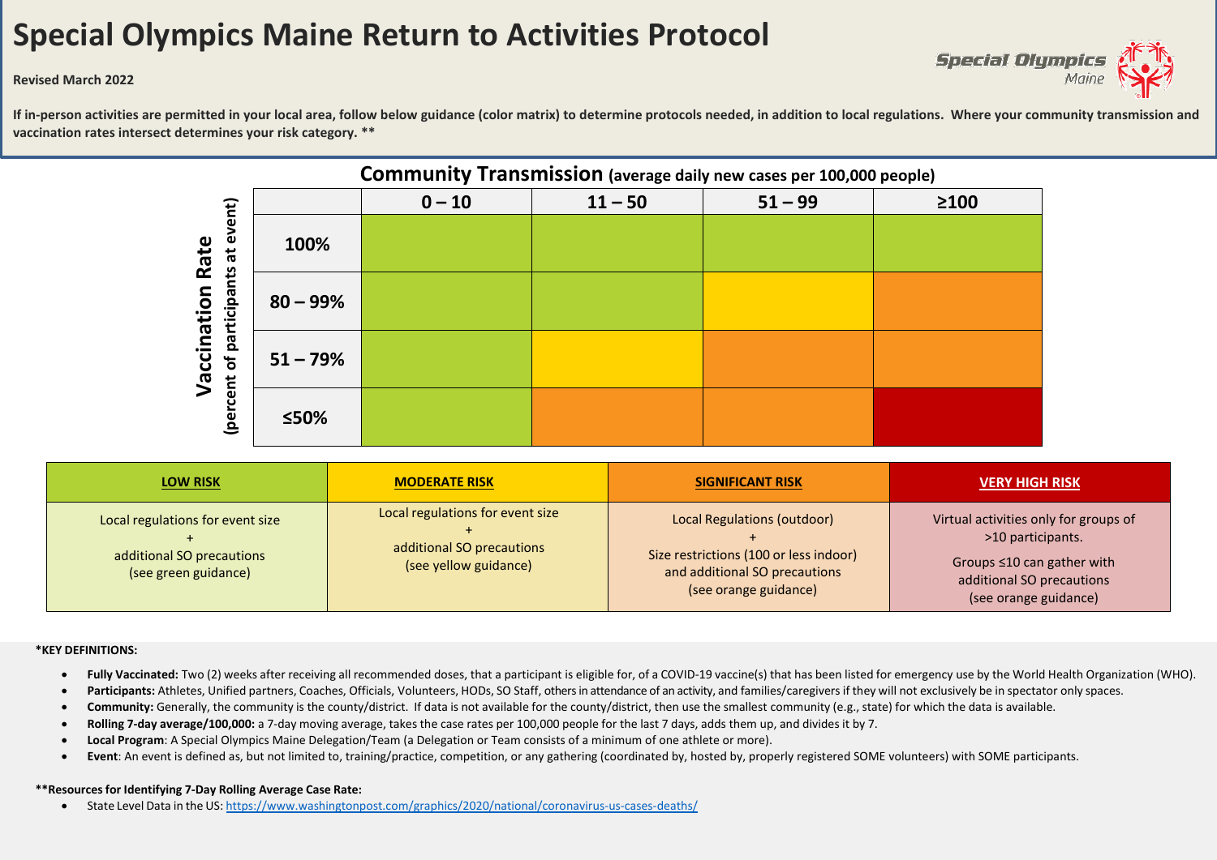# Special Olympics Maine Return to Activities Protocol

**Revised March 2022**

**If in-person activities are permitted in your local area, follow below guidance (color matrix) to determine protocols needed, in addition to local regulations. Where your community transmission and vaccination rates intersect determines your risk category. ****

## Community Transmission (average daily new cases per 100,000 people)

| Vaccination Rate (percent of participants at event) | 0 – 10 | 11 – 50 | 51 – 99 | ≥100 |
|---|---|---|---|---|
| **100%** | Low Risk | Low Risk | Low Risk | Low Risk |
| **80 – 99%** | Low Risk | Low Risk | Moderate Risk | Significant Risk |
| **51 – 79%** | Low Risk | Moderate Risk | Significant Risk | Significant Risk |
| **≤50%** | Low Risk | Significant Risk | Significant Risk | Very High Risk |

| LOW RISK | MODERATE RISK | SIGNIFICANT RISK | VERY HIGH RISK |
|---|---|---|---|
| Local regulations for event size + additional SO precautions (see green guidance) | Local regulations for event size + additional SO precautions (see yellow guidance) | Local Regulations (outdoor) + Size restrictions (100 or less indoor) and additional SO precautions (see orange guidance) | Virtual activities only for groups of >10 participants. Groups ≤10 can gather with additional SO precautions (see orange guidance) |

***KEY DEFINITIONS:**

- **Fully Vaccinated:** Two (2) weeks after receiving all recommended doses, that a participant is eligible for, of a COVID-19 vaccine(s) that has been listed for emergency use by the World Health Organization (WHO).
- **Participants:** Athletes, Unified partners, Coaches, Officials, Volunteers, HODs, SO Staff, others in attendance of an activity, and families/caregivers if they will not exclusively be in spectator only spaces.
- **Community:** Generally, the community is the county/district. If data is not available for the county/district, then use the smallest community (e.g., state) for which the data is available.
- **Rolling 7-day average/100,000:** a 7-day moving average, takes the case rates per 100,000 people for the last 7 days, adds them up, and divides it by 7.
- **Local Program**: A Special Olympics Maine Delegation/Team (a Delegation or Team consists of a minimum of one athlete or more).
- **Event**: An event is defined as, but not limited to, training/practice, competition, or any gathering (coordinated by, hosted by, properly registered SOME volunteers) with SOME participants.

****Resources for Identifying 7-Day Rolling Average Case Rate:**

- State Level Data in the US: https://www.washingtonpost.com/graphics/2020/national/coronavirus-us-cases-deaths/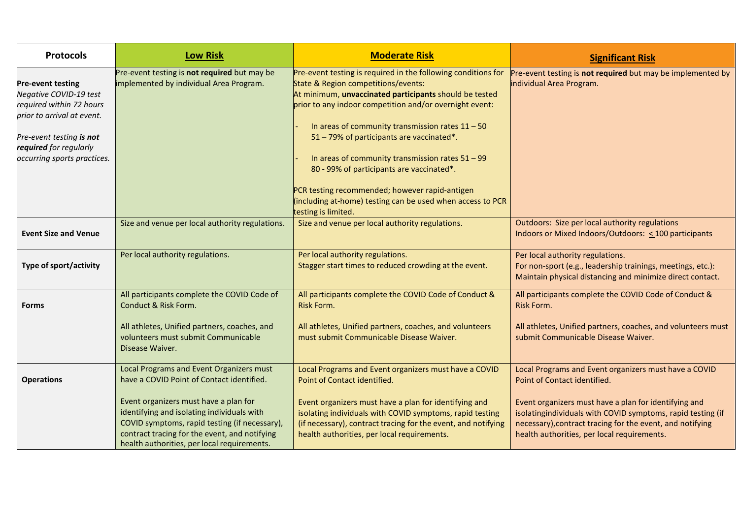| Protocols | Low Risk | Moderate Risk | Significant Risk |
|---|---|---|---|
| **Pre-event testing**<br>*Negative COVID-19 test required within 72 hours prior to arrival at event.*<br><br>*Pre-event testing **is not required** for regularly occurring sports practices.* | Pre-event testing is **not required** but may be implemented by individual Area Program. | Pre-event testing is required in the following conditions for State & Region competitions/events:<br>At minimum, **unvaccinated participants** should be tested prior to any indoor competition and/or overnight event:<br><br>- In areas of community transmission rates 11 – 50 51 – 79% of participants are vaccinated*.<br><br>- In areas of community transmission rates 51 – 99 80 - 99% of participants are vaccinated*.<br><br>PCR testing recommended; however rapid-antigen (including at-home) testing can be used when access to PCR testing is limited. | Pre-event testing is **not required** but may be implemented by individual Area Program. |
| **Event Size and Venue** | Size and venue per local authority regulations. | Size and venue per local authority regulations. | Outdoors: Size per local authority regulations<br>Indoors or Mixed Indoors/Outdoors: $\leq$ 100 participants |
| **Type of sport/activity** | Per local authority regulations. | Per local authority regulations.<br>Stagger start times to reduced crowding at the event. | Per local authority regulations.<br>For non-sport (e.g., leadership trainings, meetings, etc.): Maintain physical distancing and minimize direct contact. |
| **Forms** | All participants complete the COVID Code of Conduct & Risk Form.<br><br>All athletes, Unified partners, coaches, and volunteers must submit Communicable Disease Waiver. | All participants complete the COVID Code of Conduct & Risk Form.<br><br>All athletes, Unified partners, coaches, and volunteers must submit Communicable Disease Waiver. | All participants complete the COVID Code of Conduct & Risk Form.<br><br>All athletes, Unified partners, coaches, and volunteers must submit Communicable Disease Waiver. |
| **Operations** | Local Programs and Event Organizers must have a COVID Point of Contact identified.<br><br>Event organizers must have a plan for identifying and isolating individuals with COVID symptoms, rapid testing (if necessary), contract tracing for the event, and notifying health authorities, per local requirements. | Local Programs and Event organizers must have a COVID Point of Contact identified.<br><br>Event organizers must have a plan for identifying and isolating individuals with COVID symptoms, rapid testing (if necessary), contract tracing for the event, and notifying health authorities, per local requirements. | Local Programs and Event organizers must have a COVID Point of Contact identified.<br><br>Event organizers must have a plan for identifying and isolatingindividuals with COVID symptoms, rapid testing (if necessary),contract tracing for the event, and notifying health authorities, per local requirements. |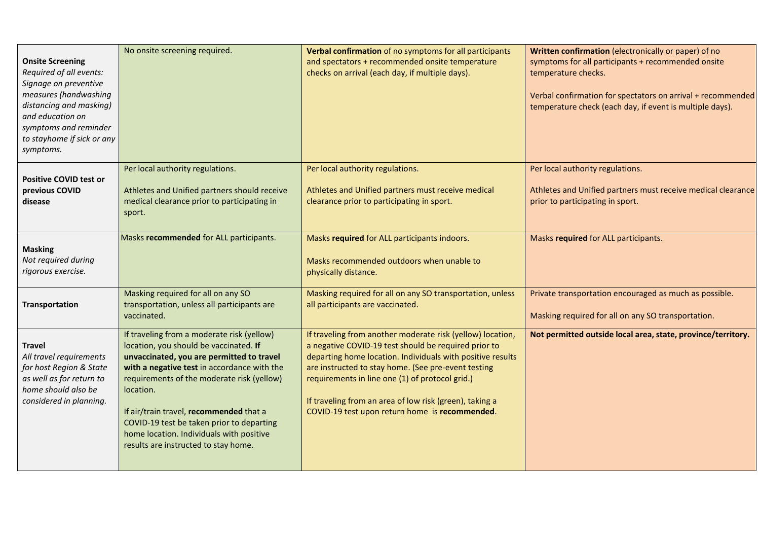| | | | |
|---|---|---|---|
| **Onsite Screening**<br>*Required of all events: Signage on preventive measures (handwashing distancing and masking) and education on symptoms and reminder to stayhome if sick or any symptoms.* | No onsite screening required. | **Verbal confirmation** of no symptoms for all participants and spectators + recommended onsite temperature checks on arrival (each day, if multiple days). | **Written confirmation** (electronically or paper) of no symptoms for all participants + recommended onsite temperature checks.<br><br>Verbal confirmation for spectators on arrival + recommended temperature check (each day, if event is multiple days). |
| **Positive COVID test or previous COVID disease** | Per local authority regulations.<br><br>Athletes and Unified partners should receive medical clearance prior to participating in sport. | Per local authority regulations.<br><br>Athletes and Unified partners must receive medical clearance prior to participating in sport. | Per local authority regulations.<br><br>Athletes and Unified partners must receive medical clearance prior to participating in sport. |
| **Masking**<br>*Not required during rigorous exercise.* | Masks **recommended** for ALL participants. | Masks **required** for ALL participants indoors.<br><br>Masks recommended outdoors when unable to physically distance. | Masks **required** for ALL participants. |
| **Transportation** | Masking required for all on any SO transportation, unless all participants are vaccinated. | Masking required for all on any SO transportation, unless all participants are vaccinated. | Private transportation encouraged as much as possible.<br><br>Masking required for all on any SO transportation. |
| **Travel**<br>*All travel requirements for host Region & State as well as for return to home should also be considered in planning.* | If traveling from a moderate risk (yellow) location, you should be vaccinated. **If unvaccinated, you are permitted to travel with a negative test** in accordance with the requirements of the moderate risk (yellow) location.<br><br>If air/train travel, **recommended** that a COVID-19 test be taken prior to departing home location. Individuals with positive results are instructed to stay home. | If traveling from another moderate risk (yellow) location, a negative COVID-19 test should be required prior to departing home location. Individuals with positive results are instructed to stay home. (See pre-event testing requirements in line one (1) of protocol grid.)<br><br>If traveling from an area of low risk (green), taking a COVID-19 test upon return home is **recommended**. | **Not permitted outside local area, state, province/territory.** |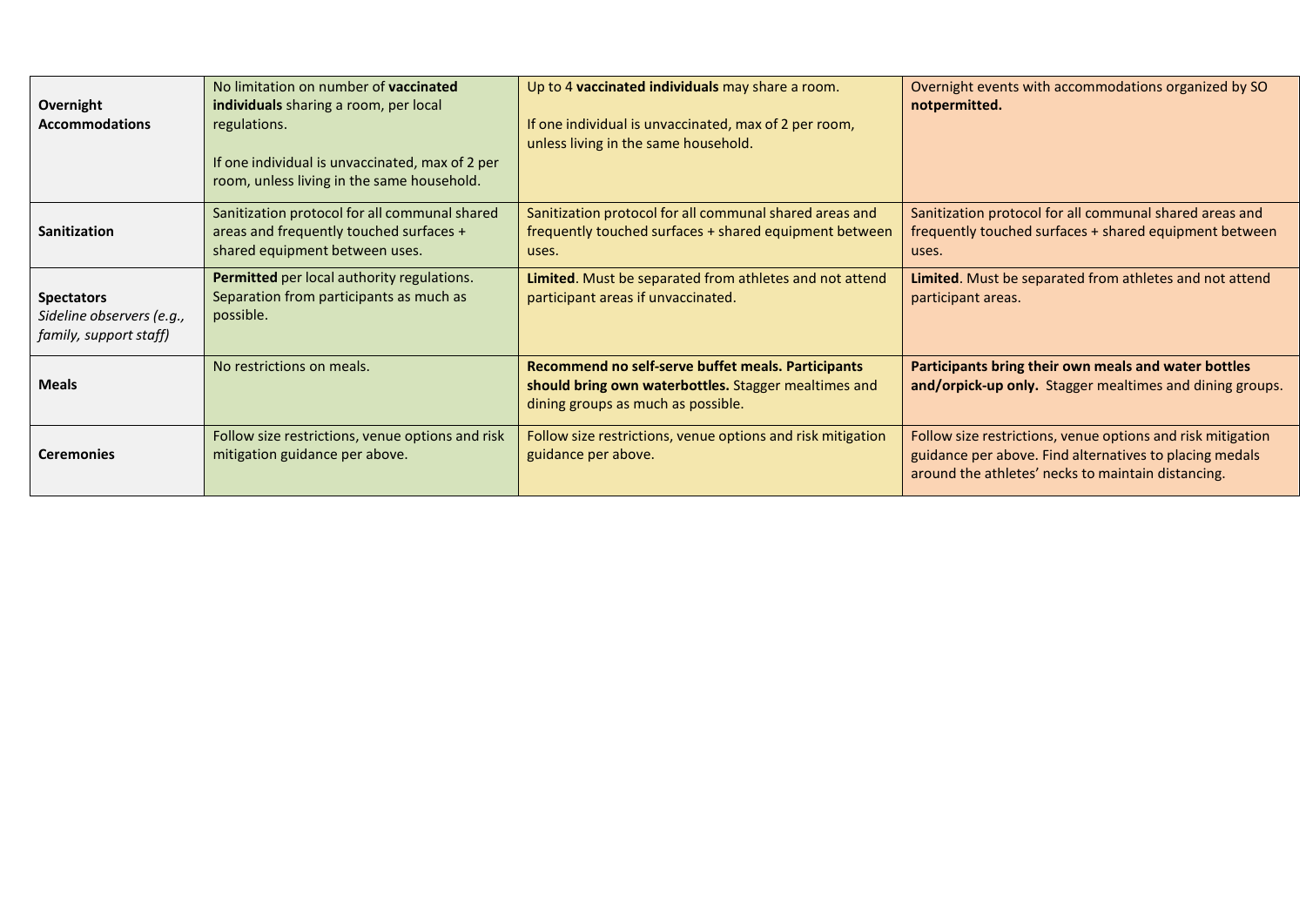| | | | |
|---|---|---|---|
| **Overnight Accommodations** | No limitation on number of **vaccinated individuals** sharing a room, per local regulations.<br><br>If one individual is unvaccinated, max of 2 per room, unless living in the same household. | Up to 4 **vaccinated individuals** may share a room.<br><br>If one individual is unvaccinated, max of 2 per room, unless living in the same household. | Overnight events with accommodations organized by SO **notpermitted.** |
| **Sanitization** | Sanitization protocol for all communal shared areas and frequently touched surfaces + shared equipment between uses. | Sanitization protocol for all communal shared areas and frequently touched surfaces + shared equipment between uses. | Sanitization protocol for all communal shared areas and frequently touched surfaces + shared equipment between uses. |
| **Spectators**<br>*Sideline observers (e.g., family, support staff)* | **Permitted** per local authority regulations. Separation from participants as much as possible. | **Limited**. Must be separated from athletes and not attend participant areas if unvaccinated. | **Limited**. Must be separated from athletes and not attend participant areas. |
| **Meals** | No restrictions on meals. | **Recommend no self-serve buffet meals. Participants should bring own waterbottles.** Stagger mealtimes and dining groups as much as possible. | **Participants bring their own meals and water bottles and/orpick-up only.** Stagger mealtimes and dining groups. |
| **Ceremonies** | Follow size restrictions, venue options and risk mitigation guidance per above. | Follow size restrictions, venue options and risk mitigation guidance per above. | Follow size restrictions, venue options and risk mitigation guidance per above. Find alternatives to placing medals around the athletes' necks to maintain distancing. |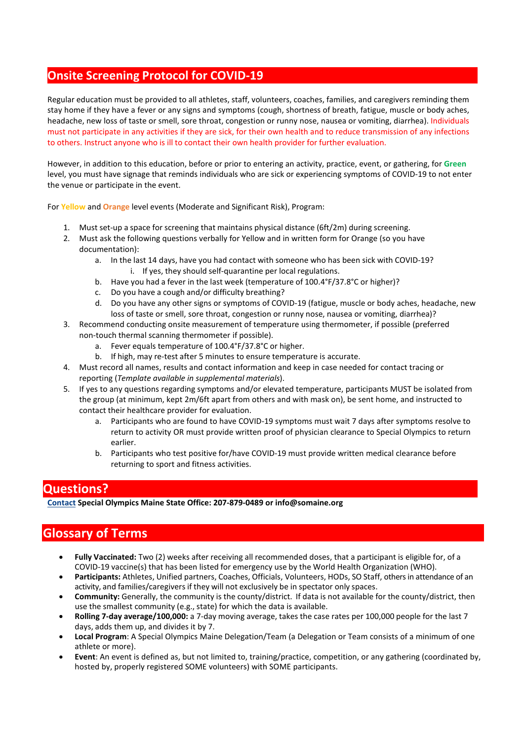## Onsite Screening Protocol for COVID-19

Regular education must be provided to all athletes, staff, volunteers, coaches, families, and caregivers reminding them stay home if they have a fever or any signs and symptoms (cough, shortness of breath, fatigue, muscle or body aches, headache, new loss of taste or smell, sore throat, congestion or runny nose, nausea or vomiting, diarrhea). Individuals must not participate in any activities if they are sick, for their own health and to reduce transmission of any infections to others. Instruct anyone who is ill to contact their own health provider for further evaluation.

However, in addition to this education, before or prior to entering an activity, practice, event, or gathering, for **Green** level, you must have signage that reminds individuals who are sick or experiencing symptoms of COVID-19 to not enter the venue or participate in the event.

For **Yellow** and **Orange** level events (Moderate and Significant Risk), Program:

1. Must set-up a space for screening that maintains physical distance (6ft/2m) during screening.
2. Must ask the following questions verbally for Yellow and in written form for Orange (so you have documentation):
   a. In the last 14 days, have you had contact with someone who has been sick with COVID-19?
      i. If yes, they should self-quarantine per local regulations.
   b. Have you had a fever in the last week (temperature of 100.4°F/37.8°C or higher)?
   c. Do you have a cough and/or difficulty breathing?
   d. Do you have any other signs or symptoms of COVID-19 (fatigue, muscle or body aches, headache, new loss of taste or smell, sore throat, congestion or runny nose, nausea or vomiting, diarrhea)?
3. Recommend conducting onsite measurement of temperature using thermometer, if possible (preferred non-touch thermal scanning thermometer if possible).
   a. Fever equals temperature of 100.4°F/37.8°C or higher.
   b. If high, may re-test after 5 minutes to ensure temperature is accurate.
4. Must record all names, results and contact information and keep in case needed for contact tracing or reporting (*Template available in supplemental materials*).
5. If yes to any questions regarding symptoms and/or elevated temperature, participants MUST be isolated from the group (at minimum, kept 2m/6ft apart from others and with mask on), be sent home, and instructed to contact their healthcare provider for evaluation.
   a. Participants who are found to have COVID-19 symptoms must wait 7 days after symptoms resolve to return to activity OR must provide written proof of physician clearance to Special Olympics to return earlier.
   b. Participants who test positive for/have COVID-19 must provide written medical clearance before returning to sport and fitness activities.

## Questions?

**Contact Special Olympics Maine State Office: 207-879-0489 or info@somaine.org**

## Glossary of Terms

- **Fully Vaccinated:** Two (2) weeks after receiving all recommended doses, that a participant is eligible for, of a COVID-19 vaccine(s) that has been listed for emergency use by the World Health Organization (WHO).
- **Participants:** Athletes, Unified partners, Coaches, Officials, Volunteers, HODs, SO Staff, others in attendance of an activity, and families/caregivers if they will not exclusively be in spectator only spaces.
- **Community:** Generally, the community is the county/district. If data is not available for the county/district, then use the smallest community (e.g., state) for which the data is available.
- **Rolling 7-day average/100,000:** a 7-day moving average, takes the case rates per 100,000 people for the last 7 days, adds them up, and divides it by 7.
- **Local Program**: A Special Olympics Maine Delegation/Team (a Delegation or Team consists of a minimum of one athlete or more).
- **Event**: An event is defined as, but not limited to, training/practice, competition, or any gathering (coordinated by, hosted by, properly registered SOME volunteers) with SOME participants.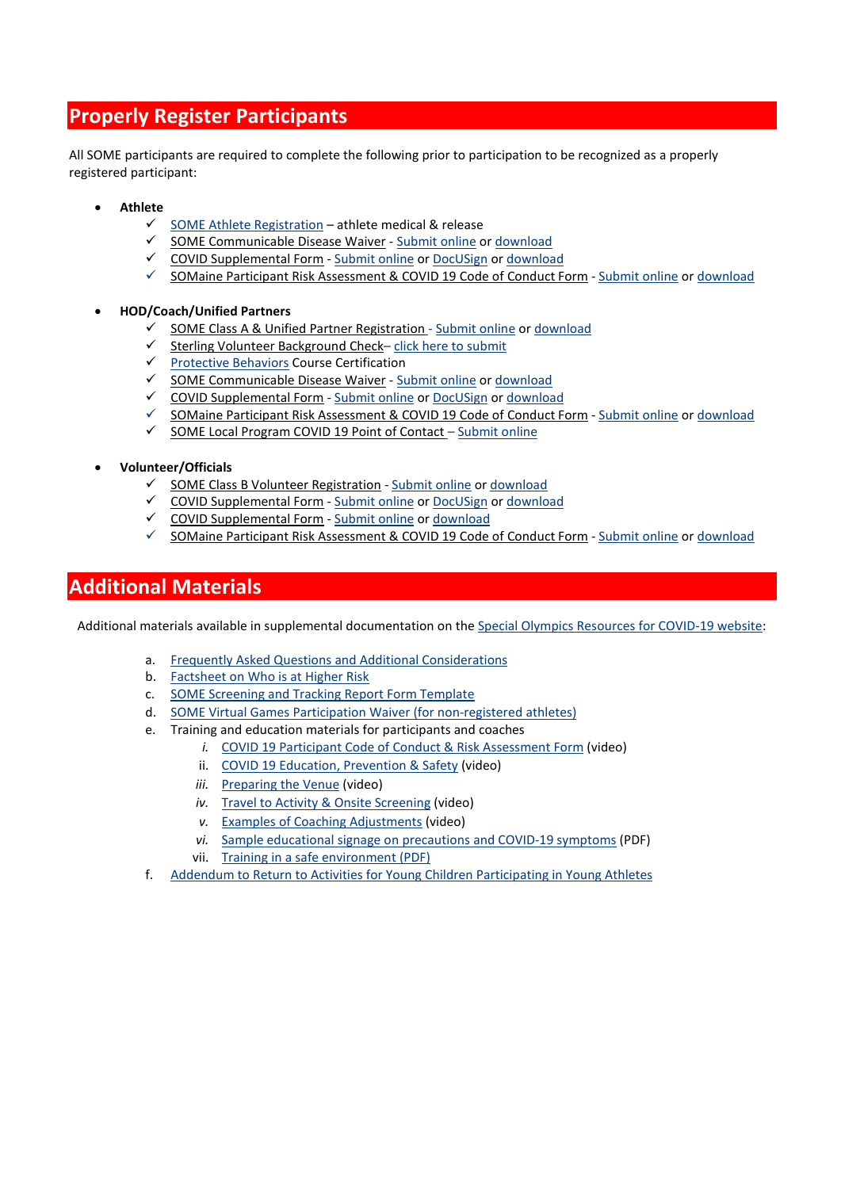## Properly Register Participants

All SOME participants are required to complete the following prior to participation to be recognized as a properly registered participant:

- **Athlete**
  - ✓ SOME Athlete Registration – athlete medical & release
  - ✓ SOME Communicable Disease Waiver - Submit online or download
  - ✓ COVID Supplemental Form - Submit online or DocUSign or download
  - ✓ SOMaine Participant Risk Assessment & COVID 19 Code of Conduct Form - Submit online or download

- **HOD/Coach/Unified Partners**
  - ✓ SOME Class A & Unified Partner Registration - Submit online or download
  - ✓ Sterling Volunteer Background Check– click here to submit
  - ✓ Protective Behaviors Course Certification
  - ✓ SOME Communicable Disease Waiver - Submit online or download
  - ✓ COVID Supplemental Form - Submit online or DocUSign or download
  - ✓ SOMaine Participant Risk Assessment & COVID 19 Code of Conduct Form - Submit online or download
  - ✓ SOME Local Program COVID 19 Point of Contact – Submit online

- **Volunteer/Officials**
  - ✓ SOME Class B Volunteer Registration - Submit online or download
  - ✓ COVID Supplemental Form - Submit online or DocUSign or download
  - ✓ COVID Supplemental Form - Submit online or download
  - ✓ SOMaine Participant Risk Assessment & COVID 19 Code of Conduct Form - Submit online or download

## Additional Materials

Additional materials available in supplemental documentation on the Special Olympics Resources for COVID-19 website:

a. Frequently Asked Questions and Additional Considerations
b. Factsheet on Who is at Higher Risk
c. SOME Screening and Tracking Report Form Template
d. SOME Virtual Games Participation Waiver (for non-registered athletes)
e. Training and education materials for participants and coaches
   i. COVID 19 Participant Code of Conduct & Risk Assessment Form (video)
   ii. COVID 19 Education, Prevention & Safety (video)
   iii. Preparing the Venue (video)
   iv. Travel to Activity & Onsite Screening (video)
   v. Examples of Coaching Adjustments (video)
   vi. Sample educational signage on precautions and COVID-19 symptoms (PDF)
   vii. Training in a safe environment (PDF)
f. Addendum to Return to Activities for Young Children Participating in Young Athletes